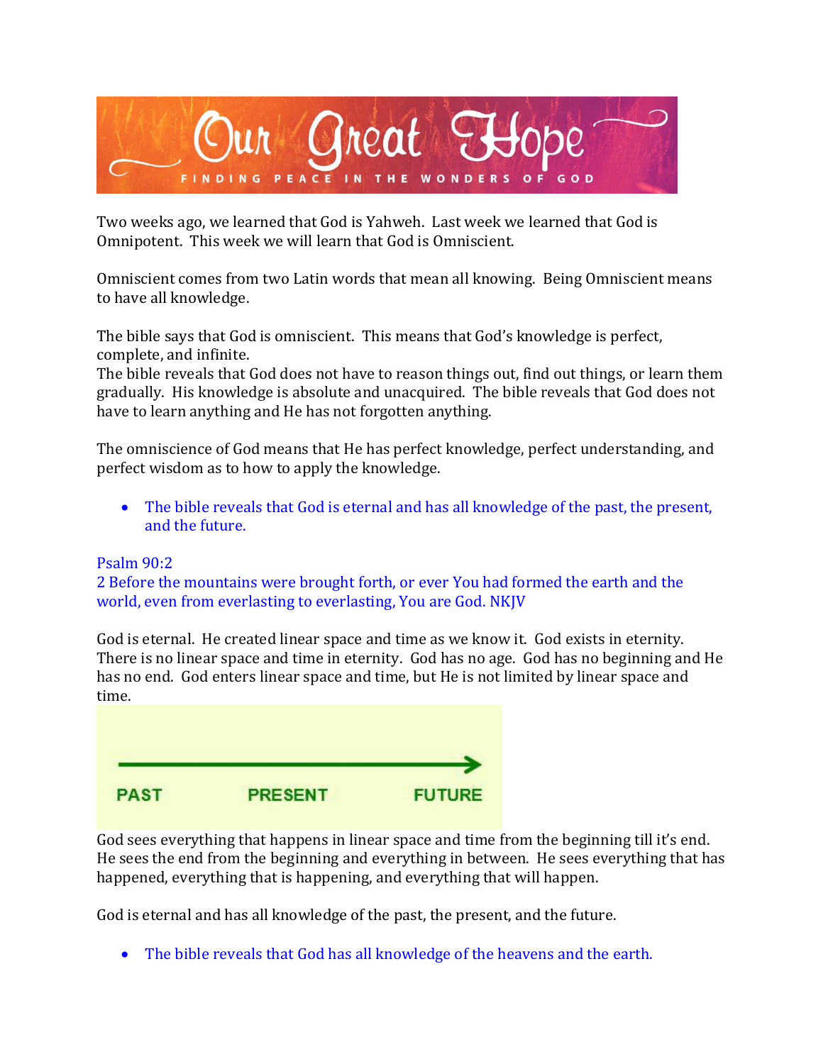# Our Great Hope

FINDING PEACE IN THE WONDERS OF GOD

Two weeks ago, we learned that God is Yahweh. Last week we learned that God is Omnipotent. This week we will learn that God is Omniscient.

Omniscient comes from two Latin words that mean all knowing. Being Omniscient means to have all knowledge.

The bible says that God is omniscient. This means that God's knowledge is perfect, complete, and infinite.
The bible reveals that God does not have to reason things out, find out things, or learn them gradually. His knowledge is absolute and unacquired. The bible reveals that God does not have to learn anything and He has not forgotten anything.

The omniscience of God means that He has perfect knowledge, perfect understanding, and perfect wisdom as to how to apply the knowledge.

- The bible reveals that God is eternal and has all knowledge of the past, the present, and the future.

Psalm 90:2
2 Before the mountains were brought forth, or ever You had formed the earth and the world, even from everlasting to everlasting, You are God. NKJV

God is eternal. He created linear space and time as we know it. God exists in eternity. There is no linear space and time in eternity. God has no age. God has no beginning and He has no end. God enters linear space and time, but He is not limited by linear space and time.

PAST PRESENT FUTURE

God sees everything that happens in linear space and time from the beginning till it's end. He sees the end from the beginning and everything in between. He sees everything that has happened, everything that is happening, and everything that will happen.

God is eternal and has all knowledge of the past, the present, and the future.

- The bible reveals that God has all knowledge of the heavens and the earth.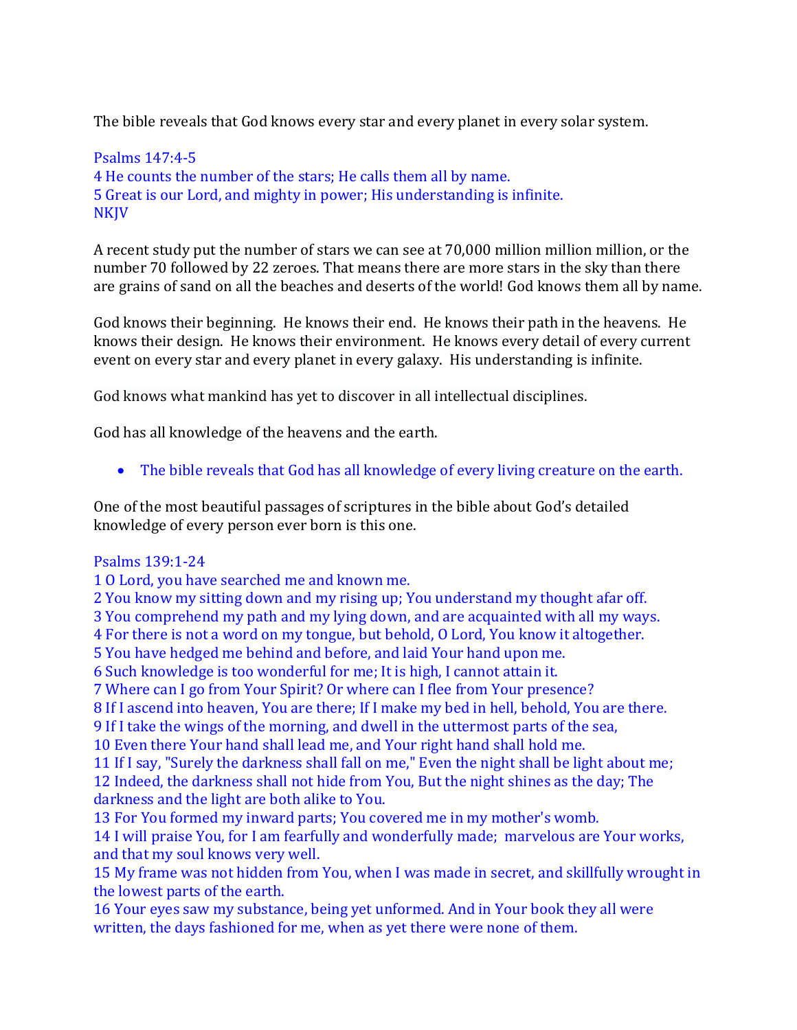The bible reveals that God knows every star and every planet in every solar system.

Psalms 147:4-5
4 He counts the number of the stars; He calls them all by name.
5 Great is our Lord, and mighty in power; His understanding is infinite.
NKJV

A recent study put the number of stars we can see at 70,000 million million million, or the number 70 followed by 22 zeroes. That means there are more stars in the sky than there are grains of sand on all the beaches and deserts of the world! God knows them all by name.

God knows their beginning. He knows their end. He knows their path in the heavens. He knows their design. He knows their environment. He knows every detail of every current event on every star and every planet in every galaxy. His understanding is infinite.

God knows what mankind has yet to discover in all intellectual disciplines.

God has all knowledge of the heavens and the earth.

- The bible reveals that God has all knowledge of every living creature on the earth.

One of the most beautiful passages of scriptures in the bible about God's detailed knowledge of every person ever born is this one.

Psalms 139:1-24
1 O Lord, you have searched me and known me.
2 You know my sitting down and my rising up; You understand my thought afar off.
3 You comprehend my path and my lying down, and are acquainted with all my ways.
4 For there is not a word on my tongue, but behold, O Lord, You know it altogether.
5 You have hedged me behind and before, and laid Your hand upon me.
6 Such knowledge is too wonderful for me; It is high, I cannot attain it.
7 Where can I go from Your Spirit? Or where can I flee from Your presence?
8 If I ascend into heaven, You are there; If I make my bed in hell, behold, You are there.
9 If I take the wings of the morning, and dwell in the uttermost parts of the sea,
10 Even there Your hand shall lead me, and Your right hand shall hold me.
11 If I say, "Surely the darkness shall fall on me," Even the night shall be light about me;
12 Indeed, the darkness shall not hide from You, But the night shines as the day; The darkness and the light are both alike to You.
13 For You formed my inward parts; You covered me in my mother's womb.
14 I will praise You, for I am fearfully and wonderfully made; marvelous are Your works, and that my soul knows very well.
15 My frame was not hidden from You, when I was made in secret, and skillfully wrought in the lowest parts of the earth.
16 Your eyes saw my substance, being yet unformed. And in Your book they all were written, the days fashioned for me, when as yet there were none of them.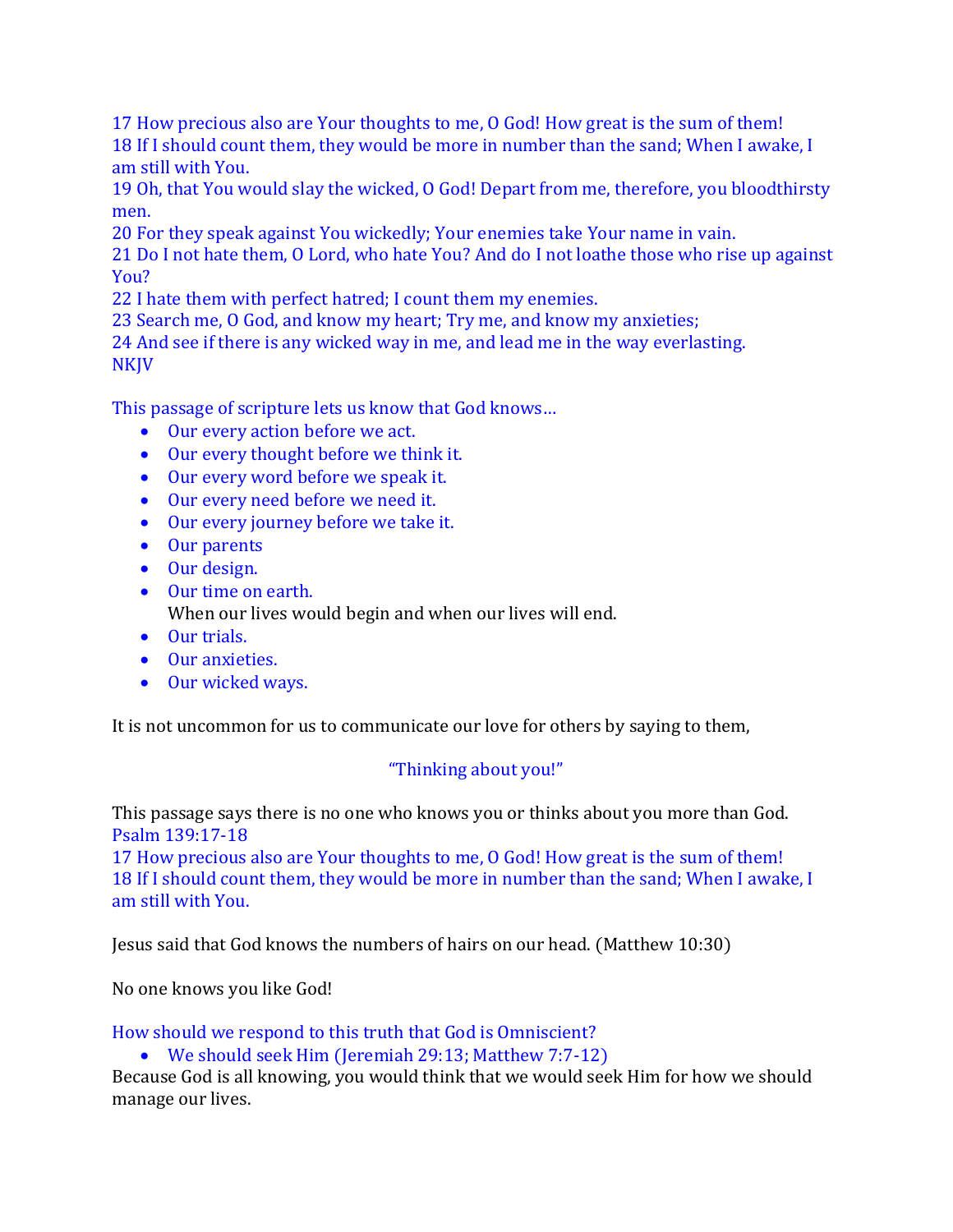17 How precious also are Your thoughts to me, O God! How great is the sum of them!
18 If I should count them, they would be more in number than the sand; When I awake, I am still with You.
19 Oh, that You would slay the wicked, O God! Depart from me, therefore, you bloodthirsty men.
20 For they speak against You wickedly; Your enemies take Your name in vain.
21 Do I not hate them, O Lord, who hate You? And do I not loathe those who rise up against You?
22 I hate them with perfect hatred; I count them my enemies.
23 Search me, O God, and know my heart; Try me, and know my anxieties;
24 And see if there is any wicked way in me, and lead me in the way everlasting.
NKJV

This passage of scripture lets us know that God knows…

- Our every action before we act.
- Our every thought before we think it.
- Our every word before we speak it.
- Our every need before we need it.
- Our every journey before we take it.
- Our parents
- Our design.
- Our time on earth.
  When our lives would begin and when our lives will end.
- Our trials.
- Our anxieties.
- Our wicked ways.

It is not uncommon for us to communicate our love for others by saying to them,

"Thinking about you!"

This passage says there is no one who knows you or thinks about you more than God.
Psalm 139:17-18
17 How precious also are Your thoughts to me, O God! How great is the sum of them!
18 If I should count them, they would be more in number than the sand; When I awake, I am still with You.

Jesus said that God knows the numbers of hairs on our head. (Matthew 10:30)

No one knows you like God!

How should we respond to this truth that God is Omniscient?

- We should seek Him (Jeremiah 29:13; Matthew 7:7-12)

Because God is all knowing, you would think that we would seek Him for how we should manage our lives.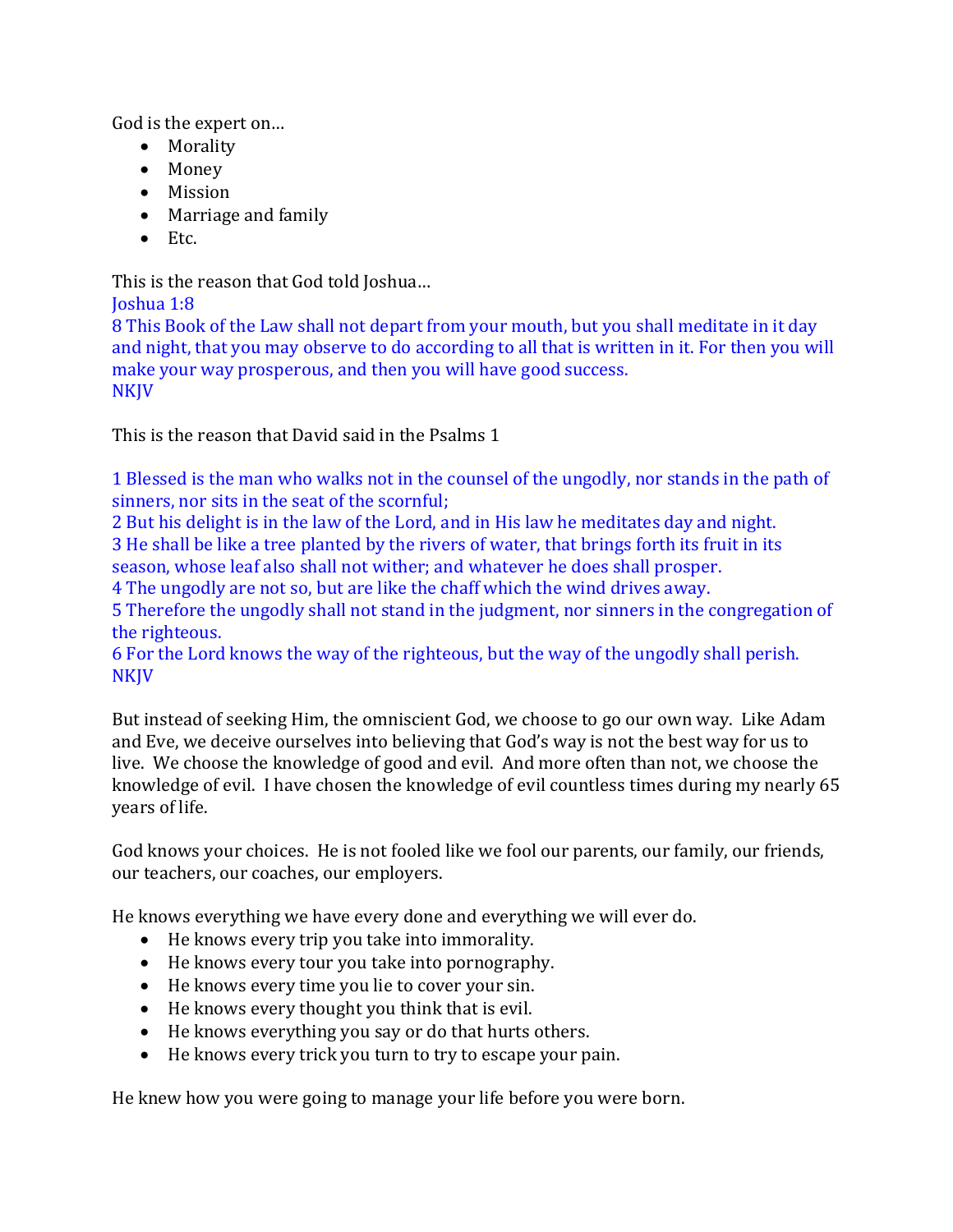God is the expert on…

- Morality
- Money
- Mission
- Marriage and family
- Etc.

This is the reason that God told Joshua…

Joshua 1:8
8 This Book of the Law shall not depart from your mouth, but you shall meditate in it day and night, that you may observe to do according to all that is written in it. For then you will make your way prosperous, and then you will have good success.
NKJV

This is the reason that David said in the Psalms 1

1 Blessed is the man who walks not in the counsel of the ungodly, nor stands in the path of sinners, nor sits in the seat of the scornful;
2 But his delight is in the law of the Lord, and in His law he meditates day and night.
3 He shall be like a tree planted by the rivers of water, that brings forth its fruit in its season, whose leaf also shall not wither; and whatever he does shall prosper.
4 The ungodly are not so, but are like the chaff which the wind drives away.
5 Therefore the ungodly shall not stand in the judgment, nor sinners in the congregation of the righteous.
6 For the Lord knows the way of the righteous, but the way of the ungodly shall perish.
NKJV

But instead of seeking Him, the omniscient God, we choose to go our own way. Like Adam and Eve, we deceive ourselves into believing that God's way is not the best way for us to live. We choose the knowledge of good and evil. And more often than not, we choose the knowledge of evil. I have chosen the knowledge of evil countless times during my nearly 65 years of life.

God knows your choices. He is not fooled like we fool our parents, our family, our friends, our teachers, our coaches, our employers.

He knows everything we have every done and everything we will ever do.

- He knows every trip you take into immorality.
- He knows every tour you take into pornography.
- He knows every time you lie to cover your sin.
- He knows every thought you think that is evil.
- He knows everything you say or do that hurts others.
- He knows every trick you turn to try to escape your pain.

He knew how you were going to manage your life before you were born.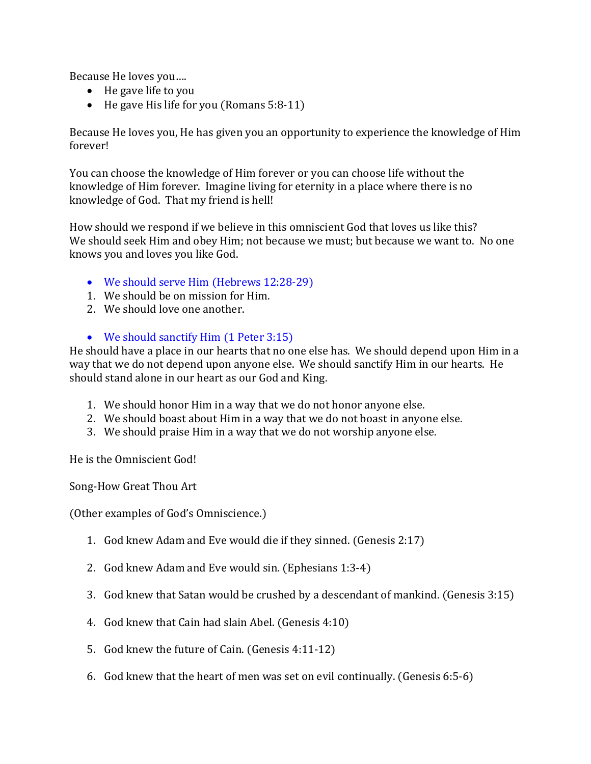Because He loves you….

- He gave life to you
- He gave His life for you (Romans 5:8-11)

Because He loves you, He has given you an opportunity to experience the knowledge of Him forever!

You can choose the knowledge of Him forever or you can choose life without the knowledge of Him forever. Imagine living for eternity in a place where there is no knowledge of God. That my friend is hell!

How should we respond if we believe in this omniscient God that loves us like this? We should seek Him and obey Him; not because we must; but because we want to. No one knows you and loves you like God.

- We should serve Him (Hebrews 12:28-29)

1. We should be on mission for Him.
2. We should love one another.

- We should sanctify Him (1 Peter 3:15)

He should have a place in our hearts that no one else has. We should depend upon Him in a way that we do not depend upon anyone else. We should sanctify Him in our hearts. He should stand alone in our heart as our God and King.

1. We should honor Him in a way that we do not honor anyone else.
2. We should boast about Him in a way that we do not boast in anyone else.
3. We should praise Him in a way that we do not worship anyone else.

He is the Omniscient God!

Song-How Great Thou Art

(Other examples of God's Omniscience.)

1. God knew Adam and Eve would die if they sinned. (Genesis 2:17)
2. God knew Adam and Eve would sin. (Ephesians 1:3-4)
3. God knew that Satan would be crushed by a descendant of mankind. (Genesis 3:15)
4. God knew that Cain had slain Abel. (Genesis 4:10)
5. God knew the future of Cain. (Genesis 4:11-12)
6. God knew that the heart of men was set on evil continually. (Genesis 6:5-6)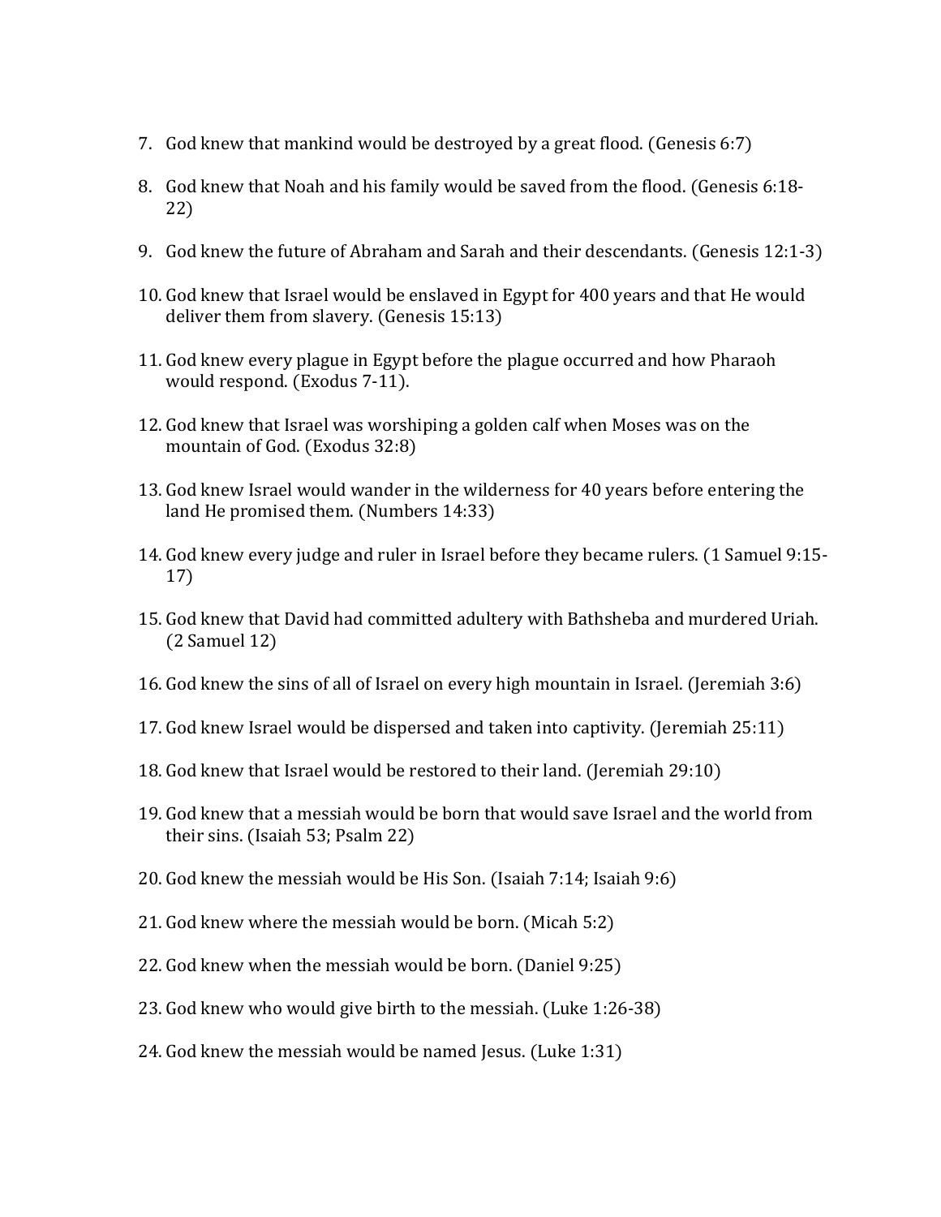7. God knew that mankind would be destroyed by a great flood. (Genesis 6:7)

8. God knew that Noah and his family would be saved from the flood. (Genesis 6:18-22)

9. God knew the future of Abraham and Sarah and their descendants. (Genesis 12:1-3)

10. God knew that Israel would be enslaved in Egypt for 400 years and that He would deliver them from slavery. (Genesis 15:13)

11. God knew every plague in Egypt before the plague occurred and how Pharaoh would respond. (Exodus 7-11).

12. God knew that Israel was worshiping a golden calf when Moses was on the mountain of God. (Exodus 32:8)

13. God knew Israel would wander in the wilderness for 40 years before entering the land He promised them. (Numbers 14:33)

14. God knew every judge and ruler in Israel before they became rulers. (1 Samuel 9:15-17)

15. God knew that David had committed adultery with Bathsheba and murdered Uriah. (2 Samuel 12)

16. God knew the sins of all of Israel on every high mountain in Israel. (Jeremiah 3:6)

17. God knew Israel would be dispersed and taken into captivity. (Jeremiah 25:11)

18. God knew that Israel would be restored to their land. (Jeremiah 29:10)

19. God knew that a messiah would be born that would save Israel and the world from their sins. (Isaiah 53; Psalm 22)

20. God knew the messiah would be His Son. (Isaiah 7:14; Isaiah 9:6)

21. God knew where the messiah would be born. (Micah 5:2)

22. God knew when the messiah would be born. (Daniel 9:25)

23. God knew who would give birth to the messiah. (Luke 1:26-38)

24. God knew the messiah would be named Jesus. (Luke 1:31)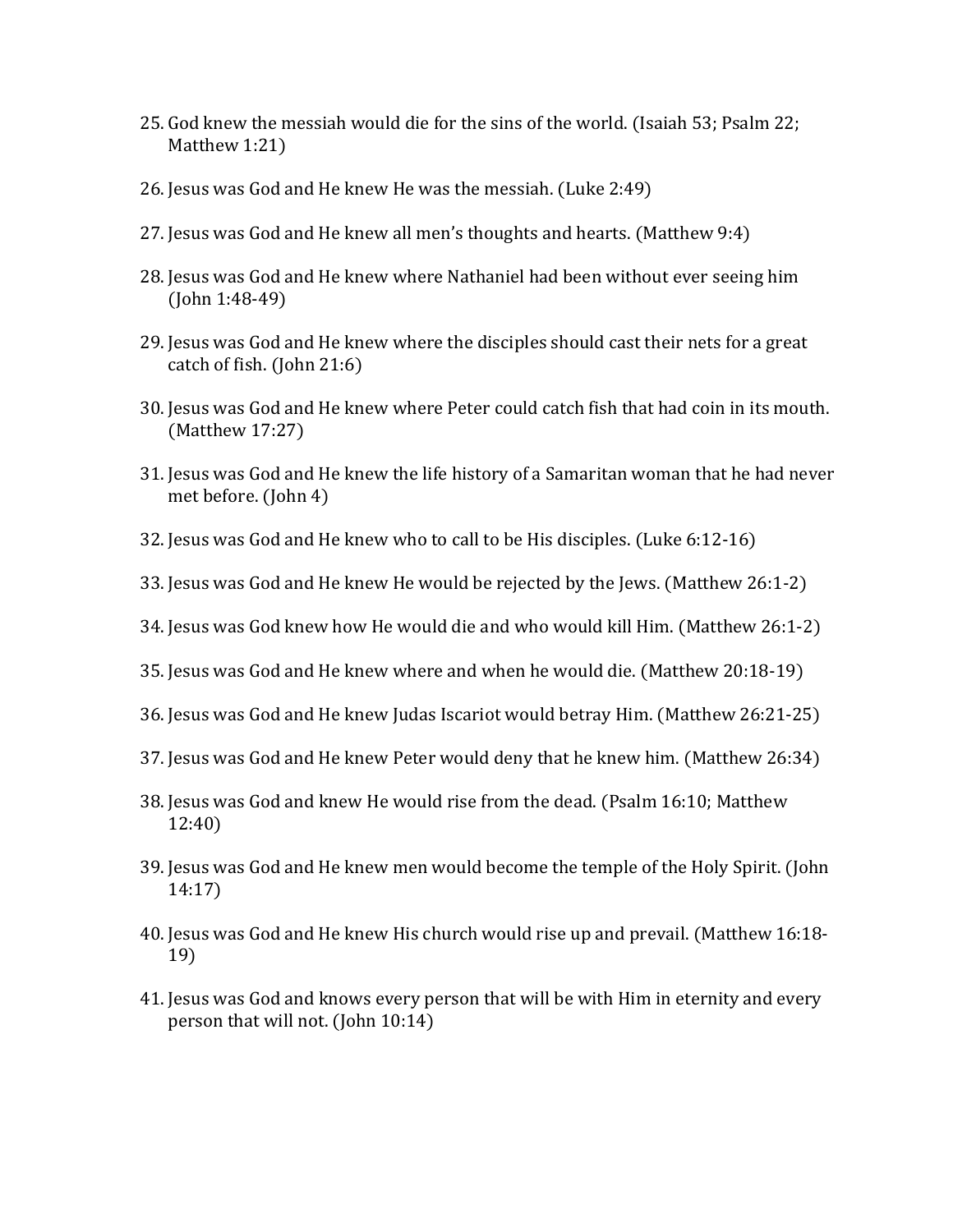25. God knew the messiah would die for the sins of the world. (Isaiah 53; Psalm 22; Matthew 1:21)

26. Jesus was God and He knew He was the messiah. (Luke 2:49)

27. Jesus was God and He knew all men's thoughts and hearts. (Matthew 9:4)

28. Jesus was God and He knew where Nathaniel had been without ever seeing him (John 1:48-49)

29. Jesus was God and He knew where the disciples should cast their nets for a great catch of fish. (John 21:6)

30. Jesus was God and He knew where Peter could catch fish that had coin in its mouth. (Matthew 17:27)

31. Jesus was God and He knew the life history of a Samaritan woman that he had never met before. (John 4)

32. Jesus was God and He knew who to call to be His disciples. (Luke 6:12-16)

33. Jesus was God and He knew He would be rejected by the Jews. (Matthew 26:1-2)

34. Jesus was God knew how He would die and who would kill Him. (Matthew 26:1-2)

35. Jesus was God and He knew where and when he would die. (Matthew 20:18-19)

36. Jesus was God and He knew Judas Iscariot would betray Him. (Matthew 26:21-25)

37. Jesus was God and He knew Peter would deny that he knew him. (Matthew 26:34)

38. Jesus was God and knew He would rise from the dead. (Psalm 16:10; Matthew 12:40)

39. Jesus was God and He knew men would become the temple of the Holy Spirit. (John 14:17)

40. Jesus was God and He knew His church would rise up and prevail. (Matthew 16:18-19)

41. Jesus was God and knows every person that will be with Him in eternity and every person that will not. (John 10:14)